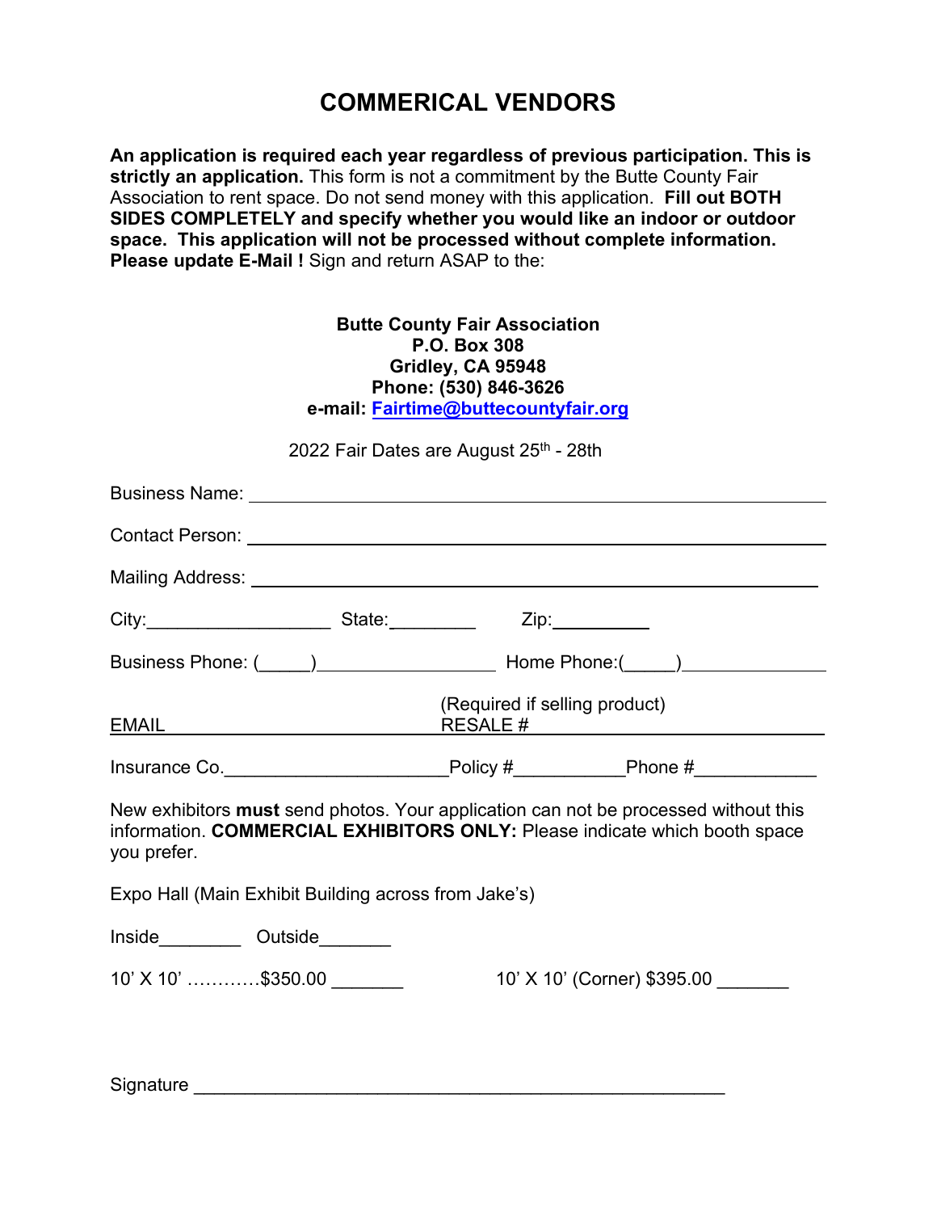# COMMERICAL VENDORS

**An application is required each year regardless of previous participation. This is strictly an application.** This form is not a commitment by the Butte County Fair Association to rent space. Do not send money with this application. **Fill out BOTH SIDES COMPLETELY and specify whether you would like an indoor or outdoor space. This application will not be processed without complete information. Please update E-Mail !** Sign and return ASAP to the:

**Butte County Fair Association**
**P.O. Box 308**
**Gridley, CA 95948**
**Phone: (530) 846-3626**
**e-mail: Fairtime@buttecountyfair.org**

2022 Fair Dates are August 25th - 28th

Business Name: ______________________________________________

Contact Person: ______________________________________________

Mailing Address: ______________________________________________

City:__________________ State:________ Zip:__________

Business Phone: (_____)_________________ Home Phone:(_____)______________

EMAIL ______________________ (Required if selling product) RESALE # ______________________

Insurance Co.______________________Policy #___________Phone #____________

New exhibitors **must** send photos. Your application can not be processed without this information. **COMMERCIAL EXHIBITORS ONLY:** Please indicate which booth space you prefer.

Expo Hall (Main Exhibit Building across from Jake's)

Inside________ Outside_______

10' X 10' …………$350.00 _______ 10' X 10' (Corner) $395.00 _______

Signature ______________________________________________________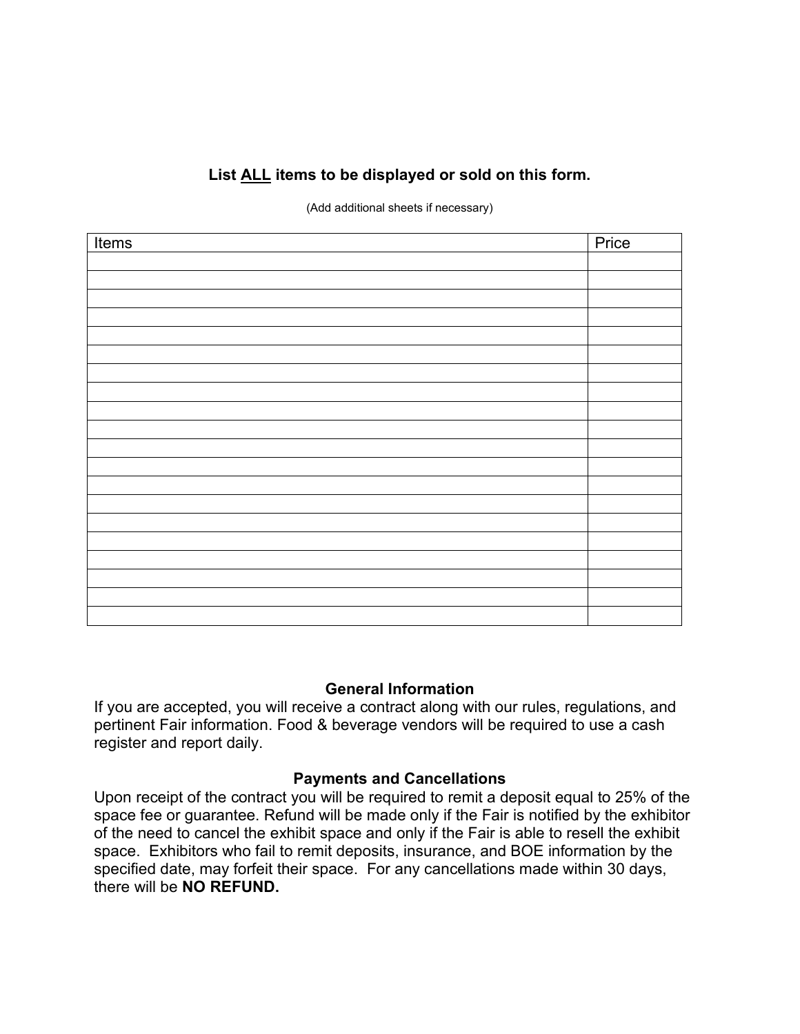**List <u>ALL</u> items to be displayed or sold on this form.**

(Add additional sheets if necessary)

| Items | Price |
| --- | --- |
| | |
| | |
| | |
| | |
| | |
| | |
| | |
| | |
| | |
| | |
| | |
| | |
| | |
| | |
| | |
| | |
| | |
| | |
| | |
| | |

### General Information

If you are accepted, you will receive a contract along with our rules, regulations, and pertinent Fair information. Food & beverage vendors will be required to use a cash register and report daily.

### Payments and Cancellations

Upon receipt of the contract you will be required to remit a deposit equal to 25% of the space fee or guarantee. Refund will be made only if the Fair is notified by the exhibitor of the need to cancel the exhibit space and only if the Fair is able to resell the exhibit space. Exhibitors who fail to remit deposits, insurance, and BOE information by the specified date, may forfeit their space. For any cancellations made within 30 days, there will be **NO REFUND.**